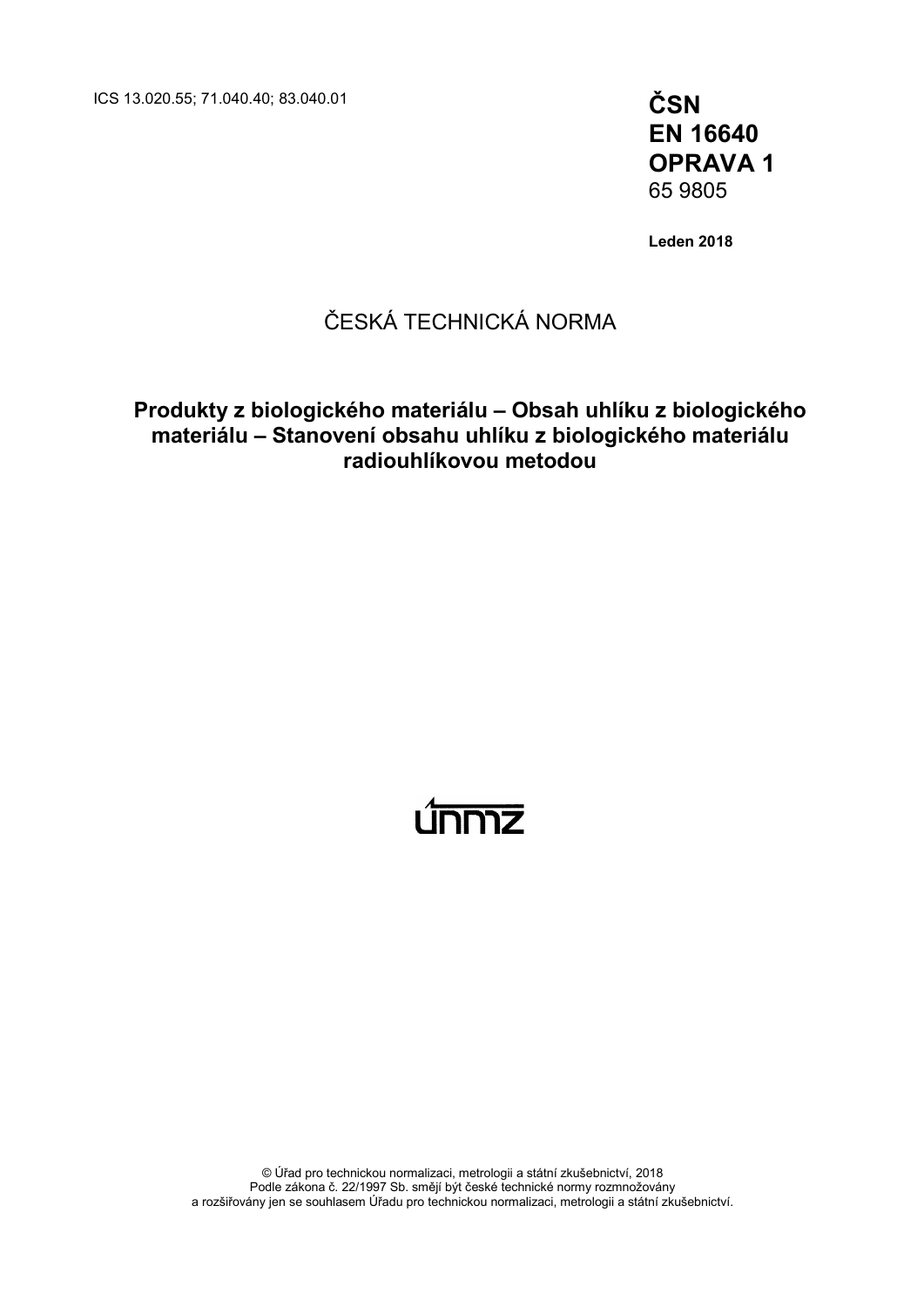ICS 13.020.55; 71.040.40; 83.040.01

**ČSN**
**EN 16640**
**OPRAVA 1**
65 9805

**Leden 2018**

ČESKÁ TECHNICKÁ NORMA

**Produkty z biologického materiálu – Obsah uhlíku z biologického materiálu – Stanovení obsahu uhlíku z biologického materiálu radiouhlíkovou metodou**

© Úřad pro technickou normalizaci, metrologii a státní zkušebnictví, 2018
Podle zákona č. 22/1997 Sb. smějí být české technické normy rozmnožovány a rozšiřovány jen se souhlasem Úřadu pro technickou normalizaci, metrologii a státní zkušebnictví.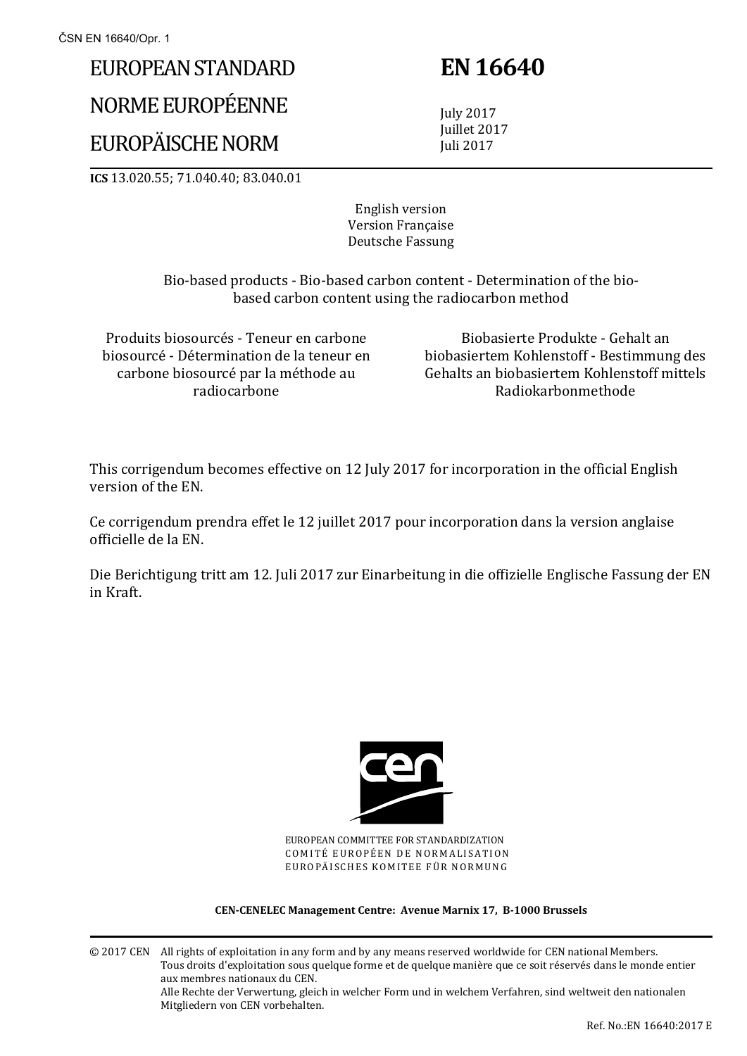# EUROPEAN STANDARD

# NORME EUROPÉENNE

# EUROPÄISCHE NORM

# EN 16640

July 2017
Juillet 2017
Juli 2017

**ICS** 13.020.55; 71.040.40; 83.040.01

English version
Version Française
Deutsche Fassung

Bio-based products - Bio-based carbon content - Determination of the bio-based carbon content using the radiocarbon method

Produits biosourcés - Teneur en carbone biosourcé - Détermination de la teneur en carbone biosourcé par la méthode au radiocarbone

Biobasierte Produkte - Gehalt an biobasiertem Kohlenstoff - Bestimmung des Gehalts an biobasiertem Kohlenstoff mittels Radiokarbonmethode

This corrigendum becomes effective on 12 July 2017 for incorporation in the official English version of the EN.

Ce corrigendum prendra effet le 12 juillet 2017 pour incorporation dans la version anglaise officielle de la EN.

Die Berichtigung tritt am 12. Juli 2017 zur Einarbeitung in die offizielle Englische Fassung der EN in Kraft.

EUROPEAN COMMITTEE FOR STANDARDIZATION
COMITÉ EUROPÉEN DE NORMALISATION
EUROPÄISCHES KOMITEE FÜR NORMUNG

**CEN-CENELEC Management Centre: Avenue Marnix 17, B-1000 Brussels**

© 2017 CEN All rights of exploitation in any form and by any means reserved worldwide for CEN national Members.
Tous droits d'exploitation sous quelque forme et de quelque manière que ce soit réservés dans le monde entier aux membres nationaux du CEN.
Alle Rechte der Verwertung, gleich in welcher Form und in welchem Verfahren, sind weltweit den nationalen Mitgliedern von CEN vorbehalten.

Ref. No.:EN 16640:2017 E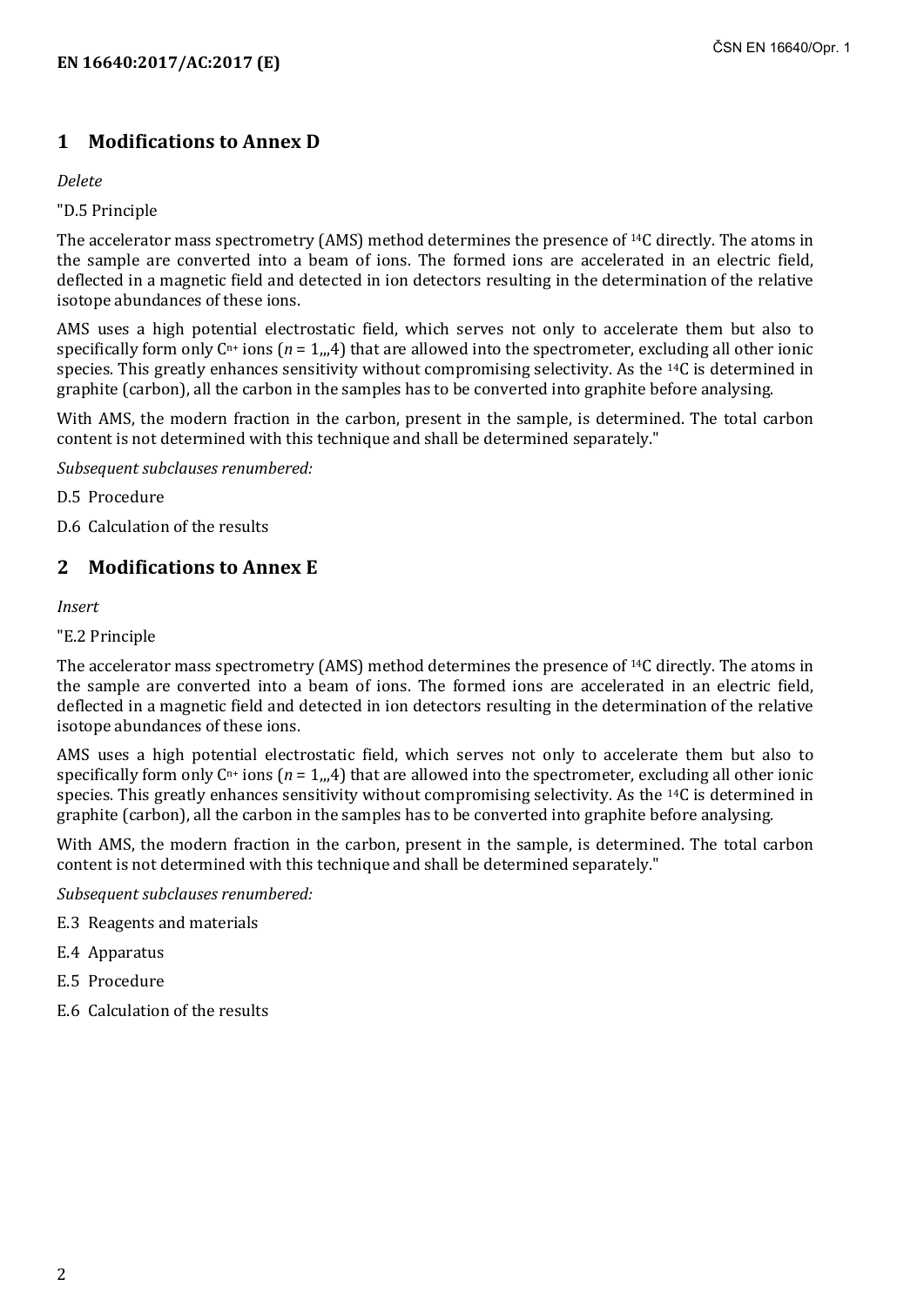## 1 Modifications to Annex D

*Delete*

"D.5 Principle

The accelerator mass spectrometry (AMS) method determines the presence of $^{14}C$ directly. The atoms in the sample are converted into a beam of ions. The formed ions are accelerated in an electric field, deflected in a magnetic field and detected in ion detectors resulting in the determination of the relative isotope abundances of these ions.

AMS uses a high potential electrostatic field, which serves not only to accelerate them but also to specifically form only $C^{n+}$ ions ($n$ = 1,,,4) that are allowed into the spectrometer, excluding all other ionic species. This greatly enhances sensitivity without compromising selectivity. As the $^{14}C$ is determined in graphite (carbon), all the carbon in the samples has to be converted into graphite before analysing.

With AMS, the modern fraction in the carbon, present in the sample, is determined. The total carbon content is not determined with this technique and shall be determined separately."

*Subsequent subclauses renumbered:*

D.5 Procedure

D.6 Calculation of the results

## 2 Modifications to Annex E

*Insert*

"E.2 Principle

The accelerator mass spectrometry (AMS) method determines the presence of $^{14}C$ directly. The atoms in the sample are converted into a beam of ions. The formed ions are accelerated in an electric field, deflected in a magnetic field and detected in ion detectors resulting in the determination of the relative isotope abundances of these ions.

AMS uses a high potential electrostatic field, which serves not only to accelerate them but also to specifically form only $C^{n+}$ ions ($n$ = 1,,,4) that are allowed into the spectrometer, excluding all other ionic species. This greatly enhances sensitivity without compromising selectivity. As the $^{14}C$ is determined in graphite (carbon), all the carbon in the samples has to be converted into graphite before analysing.

With AMS, the modern fraction in the carbon, present in the sample, is determined. The total carbon content is not determined with this technique and shall be determined separately."

*Subsequent subclauses renumbered:*

E.3 Reagents and materials

E.4 Apparatus

E.5 Procedure

E.6 Calculation of the results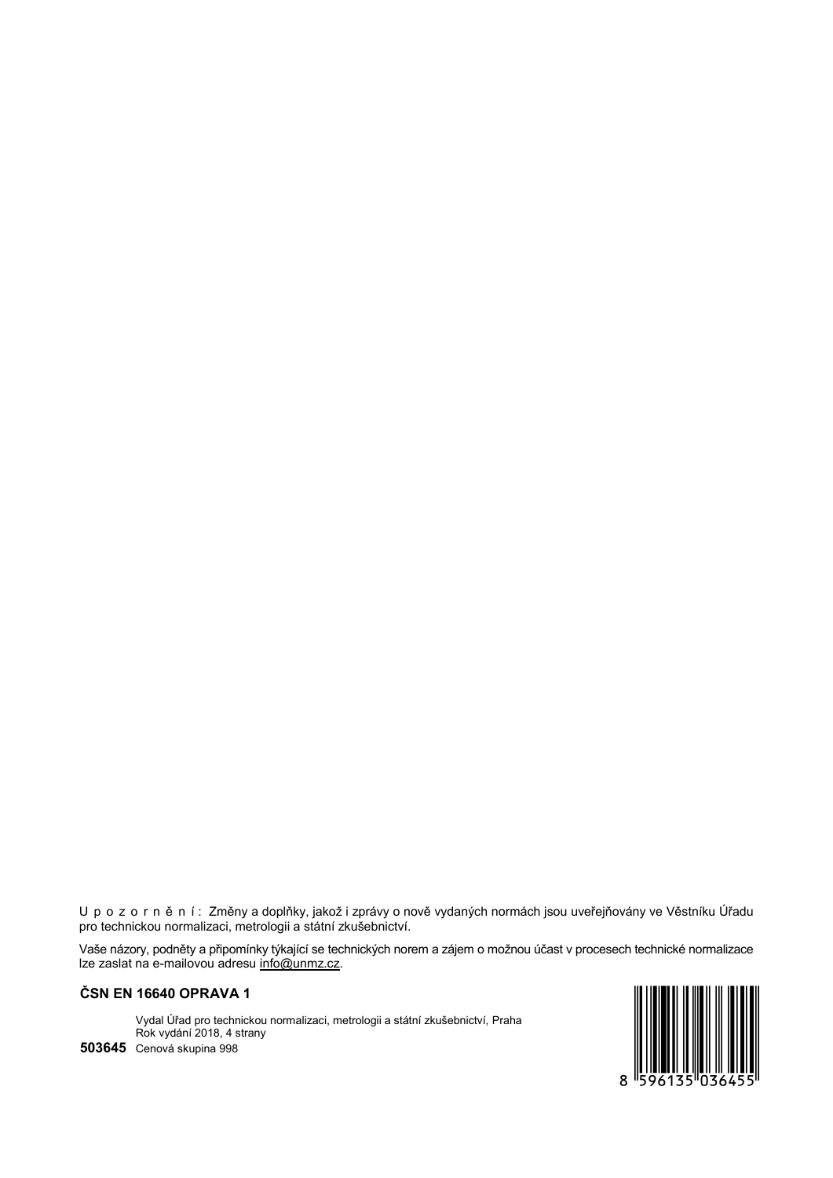U p o z o r n ě n í : Změny a doplňky, jakož i zprávy o nově vydaných normách jsou uveřejňovány ve Věstníku Úřadu pro technickou normalizaci, metrologii a státní zkušebnictví.

Vaše názory, podněty a připomínky týkající se technických norem a zájem o možnou účast v procesech technické normalizace lze zaslat na e-mailovou adresu info@unmz.cz.

**ČSN EN 16640 OPRAVA 1**

Vydal Úřad pro technickou normalizaci, metrologii a státní zkušebnictví, Praha
Rok vydání 2018, 4 strany

**503645** Cenová skupina 998

8 596135 036455